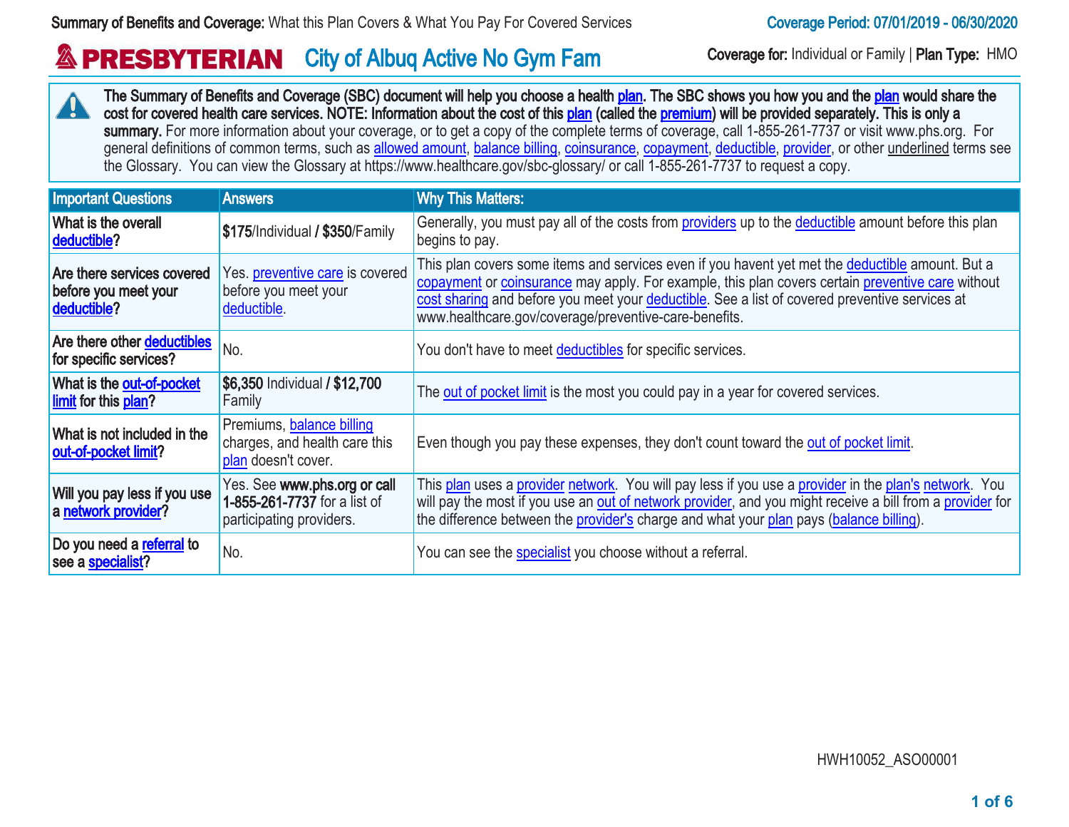**Summary of Benefits and Coverage:** What this Plan Covers & What You Pay For Covered Services

**Coverage Period: 07/01/2019 - 06/30/2020**

# PRESBYTERIAN City of Albuq Active No Gym Fam

**Coverage for:** Individual or Family | **Plan Type:** HMO

**The Summary of Benefits and Coverage (SBC) document will help you choose a health plan. The SBC shows you how you and the plan would share the cost for covered health care services. NOTE: Information about the cost of this plan (called the premium) will be provided separately. This is only a summary.** For more information about your coverage, or to get a copy of the complete terms of coverage, call 1-855-261-7737 or visit www.phs.org. For general definitions of common terms, such as allowed amount, balance billing, coinsurance, copayment, deductible, provider, or other underlined terms see the Glossary. You can view the Glossary at https://www.healthcare.gov/sbc-glossary/ or call 1-855-261-7737 to request a copy.

| Important Questions | Answers | Why This Matters: |
|---|---|---|
| **What is the overall deductible?** | **$175**/Individual **/ $350**/Family | Generally, you must pay all of the costs from providers up to the deductible amount before this plan begins to pay. |
| **Are there services covered before you meet your deductible?** | Yes. preventive care is covered before you meet your deductible. | This plan covers some items and services even if you havent yet met the deductible amount. But a copayment or coinsurance may apply. For example, this plan covers certain preventive care without cost sharing and before you meet your deductible. See a list of covered preventive services at www.healthcare.gov/coverage/preventive-care-benefits. |
| **Are there other deductibles for specific services?** | No. | You don't have to meet deductibles for specific services. |
| **What is the out-of-pocket limit for this plan?** | **$6,350** Individual **/ $12,700** Family | The out of pocket limit is the most you could pay in a year for covered services. |
| **What is not included in the out-of-pocket limit?** | Premiums, balance billing charges, and health care this plan doesn't cover. | Even though you pay these expenses, they don't count toward the out of pocket limit. |
| **Will you pay less if you use a network provider?** | Yes. See **www.phs.org or call 1-855-261-7737** for a list of participating providers. | This plan uses a provider network. You will pay less if you use a provider in the plan's network. You will pay the most if you use an out of network provider, and you might receive a bill from a provider for the difference between the provider's charge and what your plan pays (balance billing). |
| **Do you need a referral to see a specialist?** | No. | You can see the specialist you choose without a referral. |

HWH10052_ASO00001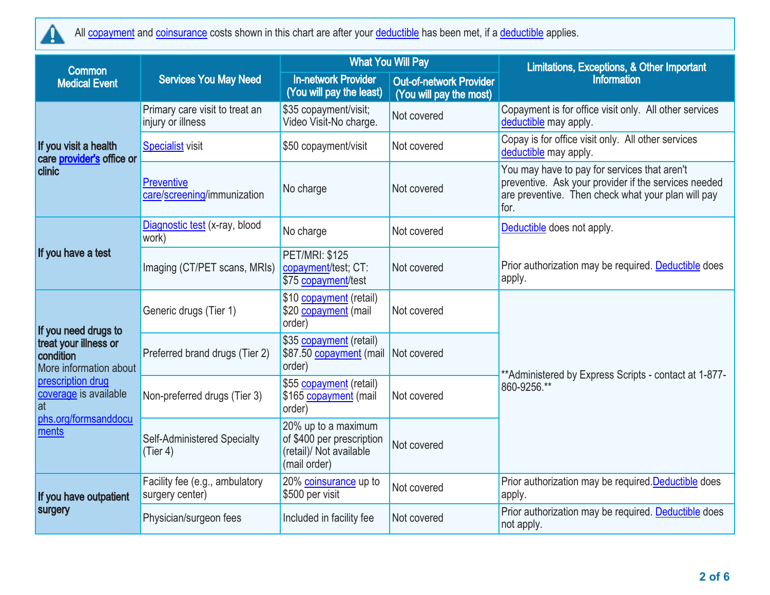All copayment and coinsurance costs shown in this chart are after your deductible has been met, if a deductible applies.

| Common Medical Event | Services You May Need | What You Will Pay | | Limitations, Exceptions, & Other Important Information |
|---|---|---|---|---|
| | | In-network Provider (You will pay the least) | Out-of-network Provider (You will pay the most) | |
| If you visit a health care provider's office or clinic | Primary care visit to treat an injury or illness | $35 copayment/visit; Video Visit-No charge. | Not covered | Copayment is for office visit only. All other services deductible may apply. |
| | Specialist visit | $50 copayment/visit | Not covered | Copay is for office visit only. All other services deductible may apply. |
| | Preventive care/screening/immunization | No charge | Not covered | You may have to pay for services that aren't preventive. Ask your provider if the services needed are preventive. Then check what your plan will pay for. |
| If you have a test | Diagnostic test (x-ray, blood work) | No charge | Not covered | Deductible does not apply. |
| | Imaging (CT/PET scans, MRIs) | PET/MRI: $125 copayment/test; CT: $75 copayment/test | Not covered | Prior authorization may be required. Deductible does apply. |
| If you need drugs to treat your illness or condition More information about prescription drug coverage is available at phs.org/formsanddocuments | Generic drugs (Tier 1) | $10 copayment (retail) $20 copayment (mail order) | Not covered | **Administered by Express Scripts - contact at 1-877-860-9256.** |
| | Preferred brand drugs (Tier 2) | $35 copayment (retail) $87.50 copayment (mail order) | Not covered | |
| | Non-preferred drugs (Tier 3) | $55 copayment (retail) $165 copayment (mail order) | Not covered | |
| | Self-Administered Specialty (Tier 4) | 20% up to a maximum of $400 per prescription (retail)/ Not available (mail order) | Not covered | |
| If you have outpatient surgery | Facility fee (e.g., ambulatory surgery center) | 20% coinsurance up to $500 per visit | Not covered | Prior authorization may be required.Deductible does apply. |
| | Physician/surgeon fees | Included in facility fee | Not covered | Prior authorization may be required. Deductible does not apply. |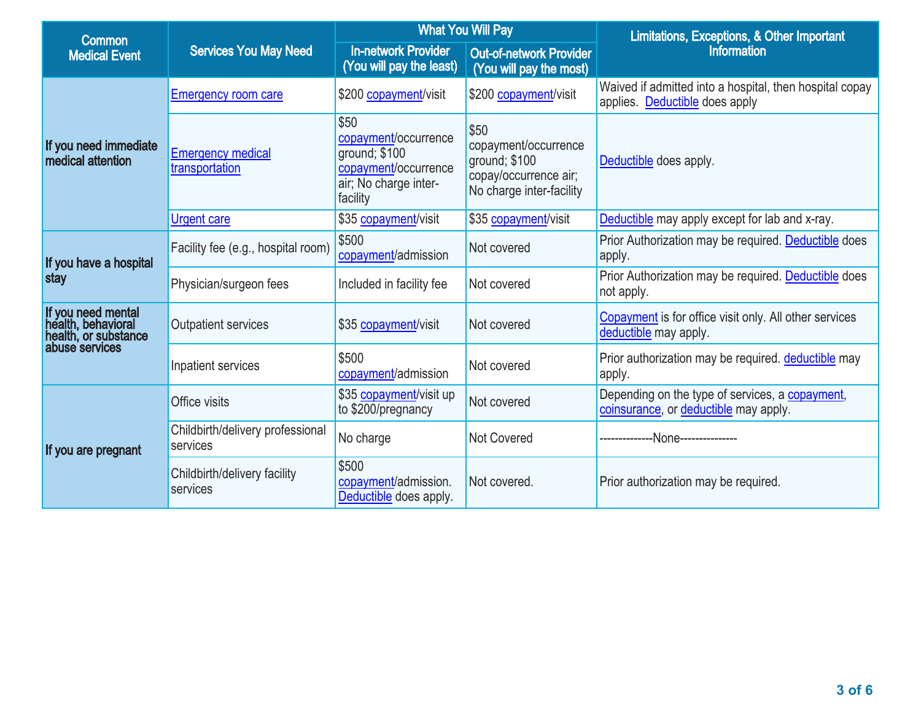| Common Medical Event | Services You May Need | What You Will Pay | | Limitations, Exceptions, & Other Important Information |
|---|---|---|---|---|
| | | In-network Provider (You will pay the least) | Out-of-network Provider (You will pay the most) | |
| If you need immediate medical attention | Emergency room care | $200 copayment/visit | $200 copayment/visit | Waived if admitted into a hospital, then hospital copay applies. Deductible does apply |
| | Emergency medical transportation | $50 copayment/occurrence ground; $100 copayment/occurrence air; No charge inter-facility | $50 copayment/occurrence ground; $100 copay/occurrence air; No charge inter-facility | Deductible does apply. |
| | Urgent care | $35 copayment/visit | $35 copayment/visit | Deductible may apply except for lab and x-ray. |
| If you have a hospital stay | Facility fee (e.g., hospital room) | $500 copayment/admission | Not covered | Prior Authorization may be required. Deductible does apply. |
| | Physician/surgeon fees | Included in facility fee | Not covered | Prior Authorization may be required. Deductible does not apply. |
| If you need mental health, behavioral health, or substance abuse services | Outpatient services | $35 copayment/visit | Not covered | Copayment is for office visit only. All other services deductible may apply. |
| | Inpatient services | $500 copayment/admission | Not covered | Prior authorization may be required. deductible may apply. |
| If you are pregnant | Office visits | $35 copayment/visit up to $200/pregnancy | Not covered | Depending on the type of services, a copayment, coinsurance, or deductible may apply. |
| | Childbirth/delivery professional services | No charge | Not Covered | --------------None--------------- |
| | Childbirth/delivery facility services | $500 copayment/admission. Deductible does apply. | Not covered. | Prior authorization may be required. |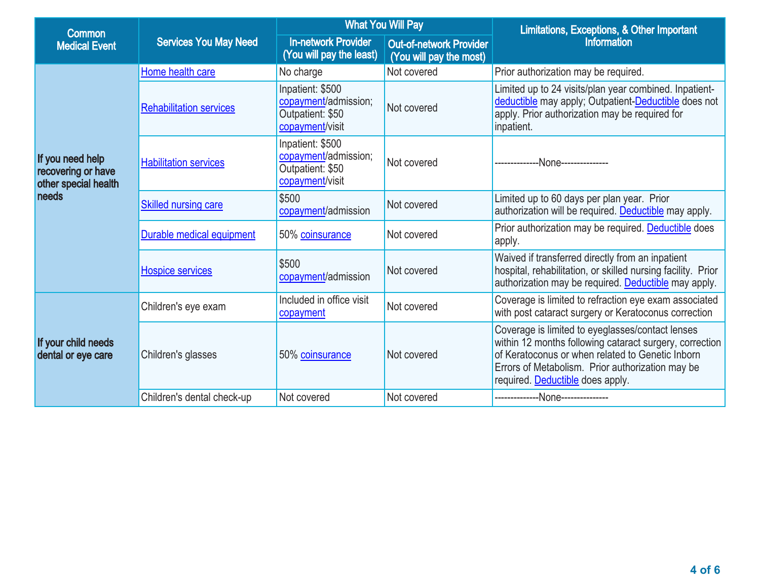| Common Medical Event | Services You May Need | What You Will Pay | | Limitations, Exceptions, & Other Important Information |
|---|---|---|---|---|
| | | In-network Provider (You will pay the least) | Out-of-network Provider (You will pay the most) | |
| If you need help recovering or have other special health needs | Home health care | No charge | Not covered | Prior authorization may be required. |
| | Rehabilitation services | Inpatient: $500 copayment/admission; Outpatient: $50 copayment/visit | Not covered | Limited up to 24 visits/plan year combined. Inpatient-deductible may apply; Outpatient-Deductible does not apply. Prior authorization may be required for inpatient. |
| | Habilitation services | Inpatient: $500 copayment/admission; Outpatient: $50 copayment/visit | Not covered | --------------None--------------- |
| | Skilled nursing care | $500 copayment/admission | Not covered | Limited up to 60 days per plan year. Prior authorization will be required. Deductible may apply. |
| | Durable medical equipment | 50% coinsurance | Not covered | Prior authorization may be required. Deductible does apply. |
| | Hospice services | $500 copayment/admission | Not covered | Waived if transferred directly from an inpatient hospital, rehabilitation, or skilled nursing facility. Prior authorization may be required. Deductible may apply. |
| If your child needs dental or eye care | Children's eye exam | Included in office visit copayment | Not covered | Coverage is limited to refraction eye exam associated with post cataract surgery or Keratoconus correction |
| | Children's glasses | 50% coinsurance | Not covered | Coverage is limited to eyeglasses/contact lenses within 12 months following cataract surgery, correction of Keratoconus or when related to Genetic Inborn Errors of Metabolism. Prior authorization may be required. Deductible does apply. |
| | Children's dental check-up | Not covered | Not covered | --------------None--------------- |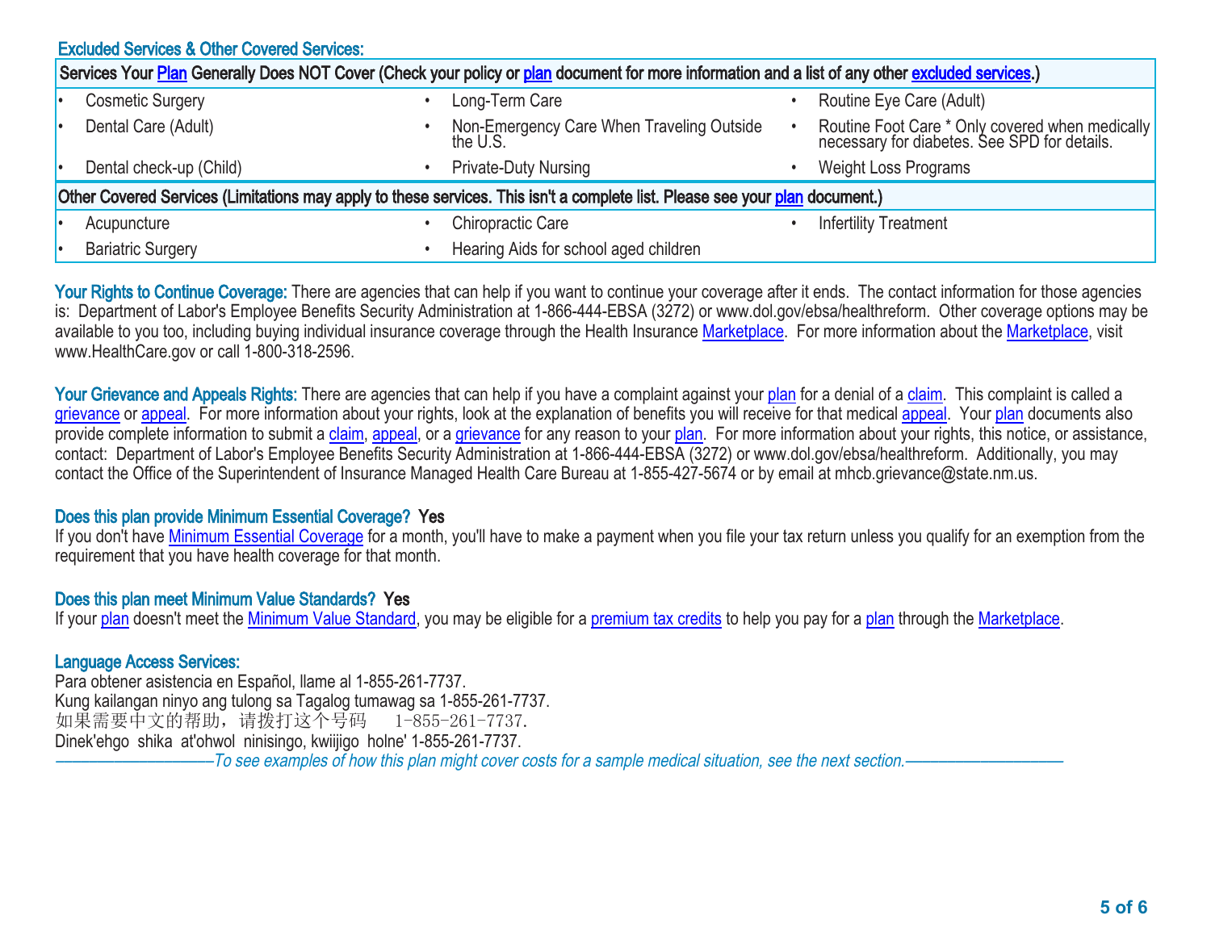## Excluded Services & Other Covered Services:

| Services Your Plan Generally Does NOT Cover (Check your policy or plan document for more information and a list of any other excluded services.) | | |
|---|---|---|
| • Cosmetic Surgery | • Long-Term Care | • Routine Eye Care (Adult) |
| • Dental Care (Adult) | • Non-Emergency Care When Traveling Outside the U.S. | • Routine Foot Care * Only covered when medically necessary for diabetes. See SPD for details. |
| • Dental check-up (Child) | • Private-Duty Nursing | • Weight Loss Programs |

| Other Covered Services (Limitations may apply to these services. This isn't a complete list. Please see your plan document.) | | |
|---|---|---|
| • Acupuncture | • Chiropractic Care | • Infertility Treatment |
| • Bariatric Surgery | • Hearing Aids for school aged children | |

**Your Rights to Continue Coverage:** There are agencies that can help if you want to continue your coverage after it ends. The contact information for those agencies is: Department of Labor's Employee Benefits Security Administration at 1-866-444-EBSA (3272) or www.dol.gov/ebsa/healthreform. Other coverage options may be available to you too, including buying individual insurance coverage through the Health Insurance Marketplace. For more information about the Marketplace, visit www.HealthCare.gov or call 1-800-318-2596.

**Your Grievance and Appeals Rights:** There are agencies that can help if you have a complaint against your plan for a denial of a claim. This complaint is called a grievance or appeal. For more information about your rights, look at the explanation of benefits you will receive for that medical appeal. Your plan documents also provide complete information to submit a claim, appeal, or a grievance for any reason to your plan. For more information about your rights, this notice, or assistance, contact: Department of Labor's Employee Benefits Security Administration at 1-866-444-EBSA (3272) or www.dol.gov/ebsa/healthreform. Additionally, you may contact the Office of the Superintendent of Insurance Managed Health Care Bureau at 1-855-427-5674 or by email at mhcb.grievance@state.nm.us.

**Does this plan provide Minimum Essential Coverage? Yes**

If you don't have Minimum Essential Coverage for a month, you'll have to make a payment when you file your tax return unless you qualify for an exemption from the requirement that you have health coverage for that month.

**Does this plan meet Minimum Value Standards? Yes**

If your plan doesn't meet the Minimum Value Standard, you may be eligible for a premium tax credits to help you pay for a plan through the Marketplace.

**Language Access Services:**

Para obtener asistencia en Español, llame al 1-855-261-7737.
Kung kailangan ninyo ang tulong sa Tagalog tumawag sa 1-855-261-7737.
如果需要中文的帮助，请拨打这个号码 1-855-261-7737.
Dinek'ehgo shika at'ohwol ninisingo, kwiijigo holne' 1-855-261-7737.

*——————————To see examples of how this plan might cover costs for a sample medical situation, see the next section.——————————*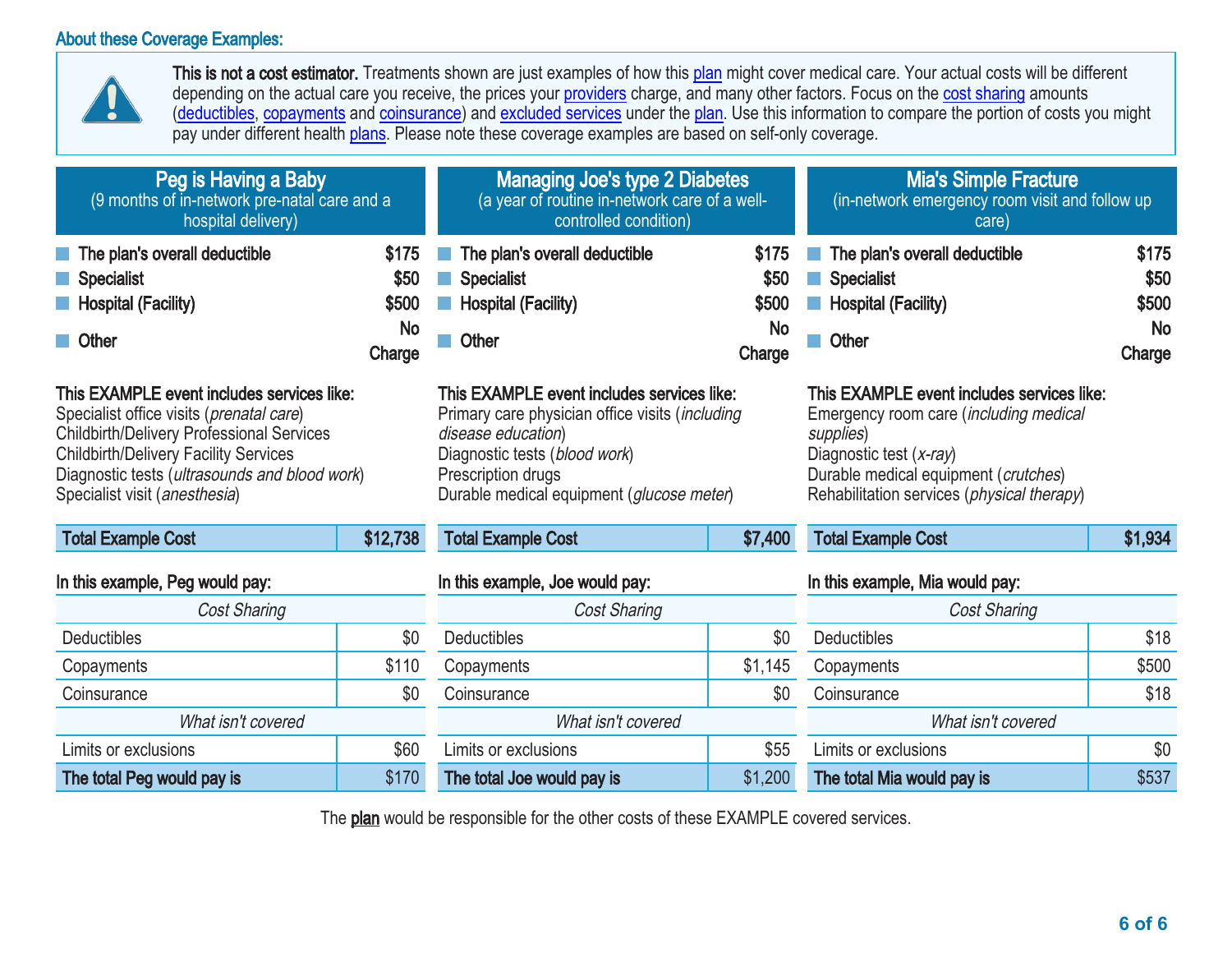## About these Coverage Examples:

**This is not a cost estimator.** Treatments shown are just examples of how this plan might cover medical care. Your actual costs will be different depending on the actual care you receive, the prices your providers charge, and many other factors. Focus on the cost sharing amounts (deductibles, copayments and coinsurance) and excluded services under the plan. Use this information to compare the portion of costs you might pay under different health plans. Please note these coverage examples are based on self-only coverage.

### Peg is Having a Baby
(9 months of in-network pre-natal care and a hospital delivery)

| | |
|---|---|
| **The plan's overall deductible** | **$175** |
| **Specialist** | **$50** |
| **Hospital (Facility)** | **$500** |
| **Other** | **No Charge** |

**This EXAMPLE event includes services like:**
Specialist office visits (*prenatal care*)
Childbirth/Delivery Professional Services
Childbirth/Delivery Facility Services
Diagnostic tests (*ultrasounds and blood work*)
Specialist visit (*anesthesia*)

| **Total Example Cost** | **$12,738** |
|---|---|

**In this example, Peg would pay:**

| *Cost Sharing* | |
|---|---|
| Deductibles | $0 |
| Copayments | $110 |
| Coinsurance | $0 |
| *What isn't covered* | |
| Limits or exclusions | $60 |
| **The total Peg would pay is** | $170 |

### Managing Joe's type 2 Diabetes
(a year of routine in-network care of a well-controlled condition)

| | |
|---|---|
| **The plan's overall deductible** | **$175** |
| **Specialist** | **$50** |
| **Hospital (Facility)** | **$500** |
| **Other** | **No Charge** |

**This EXAMPLE event includes services like:**
Primary care physician office visits (*including disease education*)
Diagnostic tests (*blood work*)
Prescription drugs
Durable medical equipment (*glucose meter*)

| **Total Example Cost** | **$7,400** |
|---|---|

**In this example, Joe would pay:**

| *Cost Sharing* | |
|---|---|
| Deductibles | $0 |
| Copayments | $1,145 |
| Coinsurance | $0 |
| *What isn't covered* | |
| Limits or exclusions | $55 |
| **The total Joe would pay is** | $1,200 |

### Mia's Simple Fracture
(in-network emergency room visit and follow up care)

| | |
|---|---|
| **The plan's overall deductible** | **$175** |
| **Specialist** | **$50** |
| **Hospital (Facility)** | **$500** |
| **Other** | **No Charge** |

**This EXAMPLE event includes services like:**
Emergency room care (*including medical supplies*)
Diagnostic test (*x-ray*)
Durable medical equipment (*crutches*)
Rehabilitation services (*physical therapy*)

| **Total Example Cost** | **$1,934** |
|---|---|

**In this example, Mia would pay:**

| *Cost Sharing* | |
|---|---|
| Deductibles | $18 |
| Copayments | $500 |
| Coinsurance | $18 |
| *What isn't covered* | |
| Limits or exclusions | $0 |
| **The total Mia would pay is** | $537 |

The plan would be responsible for the other costs of these EXAMPLE covered services.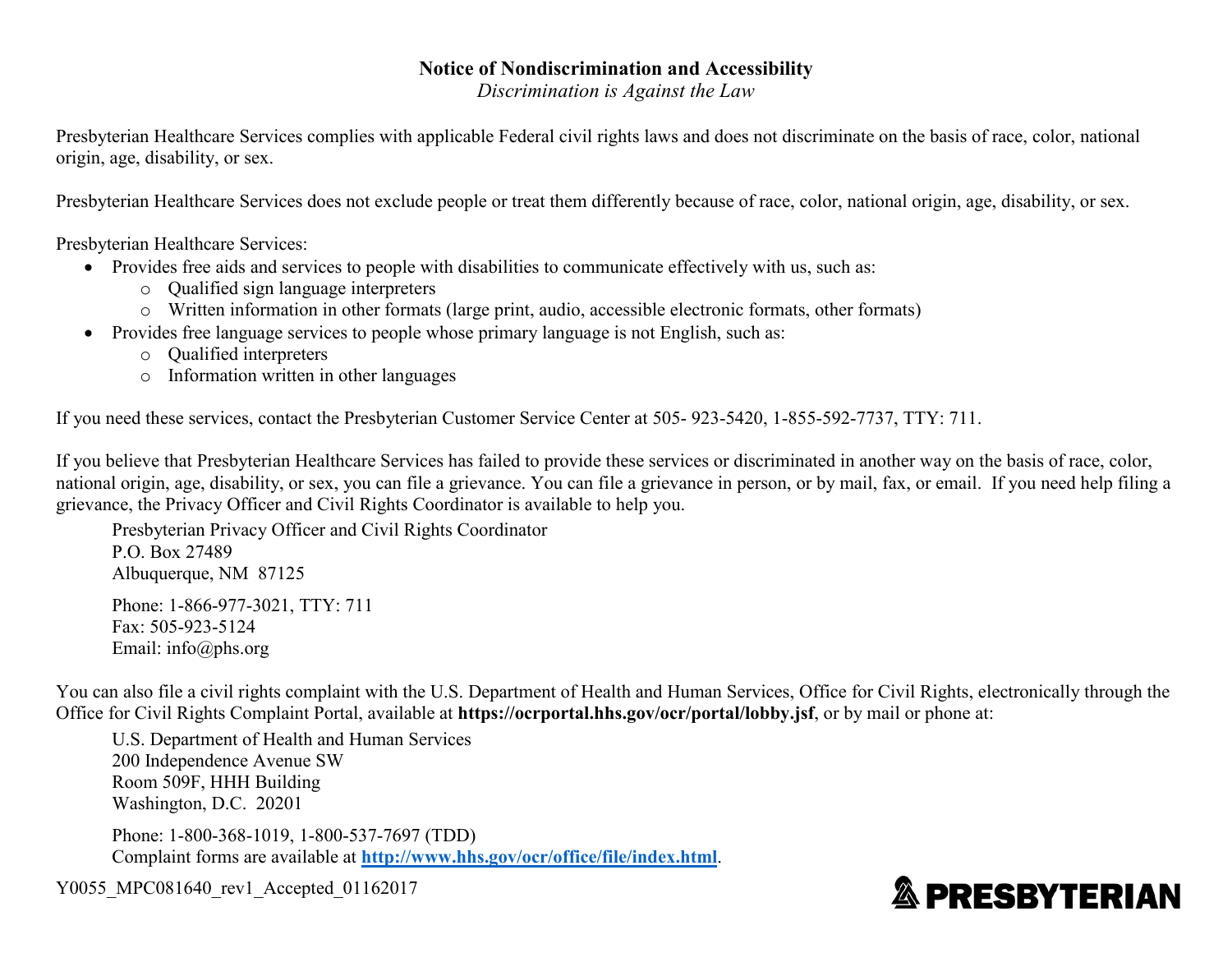# Notice of Nondiscrimination and Accessibility

*Discrimination is Against the Law*

Presbyterian Healthcare Services complies with applicable Federal civil rights laws and does not discriminate on the basis of race, color, national origin, age, disability, or sex.

Presbyterian Healthcare Services does not exclude people or treat them differently because of race, color, national origin, age, disability, or sex.

Presbyterian Healthcare Services:

- Provides free aids and services to people with disabilities to communicate effectively with us, such as:
  - Qualified sign language interpreters
  - Written information in other formats (large print, audio, accessible electronic formats, other formats)
- Provides free language services to people whose primary language is not English, such as:
  - Qualified interpreters
  - Information written in other languages

If you need these services, contact the Presbyterian Customer Service Center at 505- 923-5420, 1-855-592-7737, TTY: 711.

If you believe that Presbyterian Healthcare Services has failed to provide these services or discriminated in another way on the basis of race, color, national origin, age, disability, or sex, you can file a grievance. You can file a grievance in person, or by mail, fax, or email. If you need help filing a grievance, the Privacy Officer and Civil Rights Coordinator is available to help you.

Presbyterian Privacy Officer and Civil Rights Coordinator
P.O. Box 27489
Albuquerque, NM 87125

Phone: 1-866-977-3021, TTY: 711
Fax: 505-923-5124
Email: info@phs.org

You can also file a civil rights complaint with the U.S. Department of Health and Human Services, Office for Civil Rights, electronically through the Office for Civil Rights Complaint Portal, available at **https://ocrportal.hhs.gov/ocr/portal/lobby.jsf**, or by mail or phone at:

U.S. Department of Health and Human Services
200 Independence Avenue SW
Room 509F, HHH Building
Washington, D.C. 20201

Phone: 1-800-368-1019, 1-800-537-7697 (TDD)
Complaint forms are available at **http://www.hhs.gov/ocr/office/file/index.html**.

Y0055_MPC081640_rev1_Accepted_01162017

PRESBYTERIAN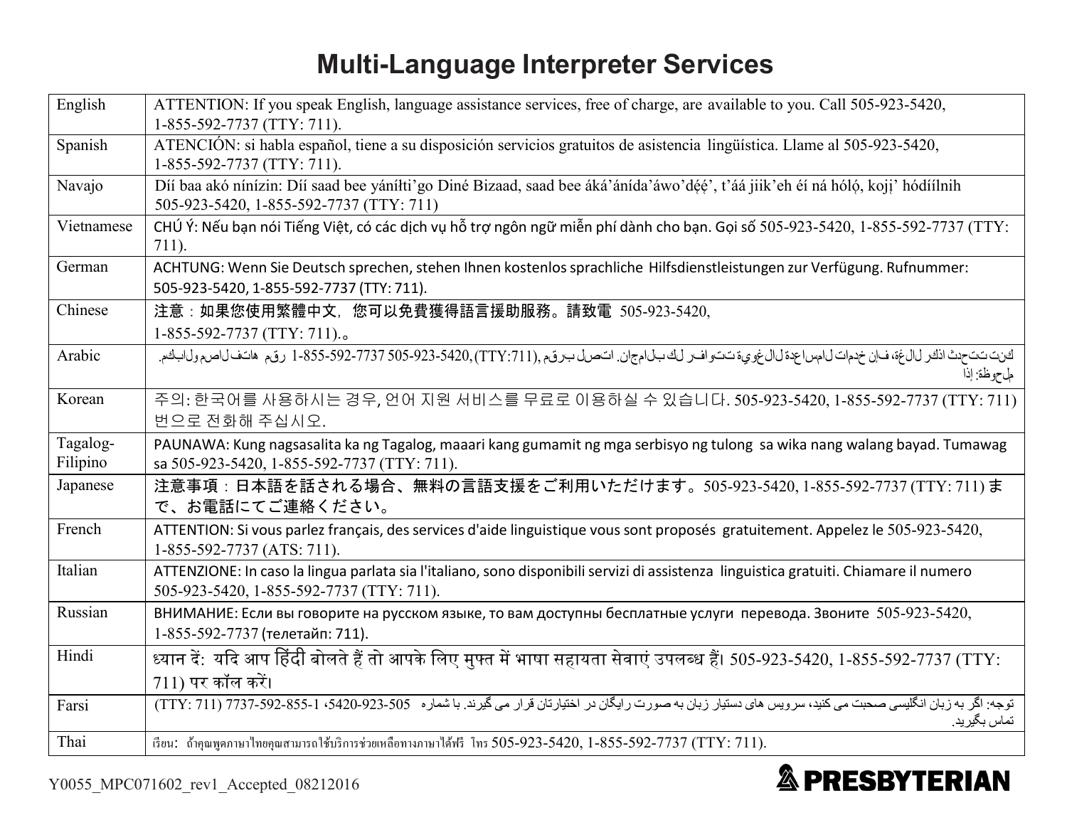# Multi-Language Interpreter Services

| | |
|---|---|
| English | ATTENTION: If you speak English, language assistance services, free of charge, are available to you. Call 505-923-5420, 1-855-592-7737 (TTY: 711). |
| Spanish | ATENCIÓN: si habla español, tiene a su disposición servicios gratuitos de asistencia lingüística. Llame al 505-923-5420, 1-855-592-7737 (TTY: 711). |
| Navajo | Díí baa akó nínízin: Díí saad bee yáníłti'go Diné Bizaad, saad bee áká'ánída'áwo'déé', t'áá jiik'eh éí ná hóló, kojį' hódíílnih 505-923-5420, 1-855-592-7737 (TTY: 711) |
| Vietnamese | CHÚ Ý: Nếu bạn nói Tiếng Việt, có các dịch vụ hỗ trợ ngôn ngữ miễn phí dành cho bạn. Gọi số 505-923-5420, 1-855-592-7737 (TTY: 711). |
| German | ACHTUNG: Wenn Sie Deutsch sprechen, stehen Ihnen kostenlos sprachliche Hilfsdienstleistungen zur Verfügung. Rufnummer: 505-923-5420, 1-855-592-7737 (TTY: 711). |
| Chinese | 注意：如果您使用繁體中文，您可以免費獲得語言援助服務。請致電 505-923-5420, 1-855-592-7737 (TTY: 711).。 |
| Arabic | ملحوظة: إذا كنت تتحدث اذكر اللغة، فإن خدمات المساعدة اللغوية تتوافر لك بالمجان. اتصل برقم 1-855-592-7737 505-923-5420, (TTY:711), رقم هاتف الصم والبكم. |
| Korean | 주의: 한국어를 사용하시는 경우, 언어 지원 서비스를 무료로 이용하실 수 있습니다. 505-923-5420, 1-855-592-7737 (TTY: 711) 번으로 전화해 주십시오. |
| Tagalog-Filipino | PAUNAWA: Kung nagsasalita ka ng Tagalog, maaari kang gumamit ng mga serbisyo ng tulong sa wika nang walang bayad. Tumawag sa 505-923-5420, 1-855-592-7737 (TTY: 711). |
| Japanese | 注意事項：日本語を話される場合、無料の言語支援をご利用いただけます。505-923-5420, 1-855-592-7737 (TTY: 711) まで、お電話にてご連絡ください。 |
| French | ATTENTION: Si vous parlez français, des services d'aide linguistique vous sont proposés gratuitement. Appelez le 505-923-5420, 1-855-592-7737 (ATS: 711). |
| Italian | ATTENZIONE: In caso la lingua parlata sia l'italiano, sono disponibili servizi di assistenza linguistica gratuiti. Chiamare il numero 505-923-5420, 1-855-592-7737 (TTY: 711). |
| Russian | ВНИМАНИЕ: Если вы говорите на русском языке, то вам доступны бесплатные услуги перевода. Звоните 505-923-5420, 1-855-592-7737 (телетайп: 711). |
| Hindi | ध्यान दें: यदि आप हिंदी बोलते हैं तो आपके लिए मुफ्त में भाषा सहायता सेवाएं उपलब्ध हैं। 505-923-5420, 1-855-592-7737 (TTY: 711) पर कॉल करें। |
| Farsi | توجه: اگر به زبان انگلیسی صحبت می کنید، سرویس های دستیار زبان به صورت رایگان در اختیارتان قرار می گیرند. با شماره 505-923-5420، 1-855-592-7737 (TTY: 711) تماس بگیرید. |
| Thai | เรียน: ถ้าคุณพูดภาษาไทยคุณสามารถใช้บริการช่วยเหลือทางภาษาได้ฟรี โทร 505-923-5420, 1-855-592-7737 (TTY: 711). |

Y0055_MPC071602_rev1_Accepted_08212016

PRESBYTERIAN